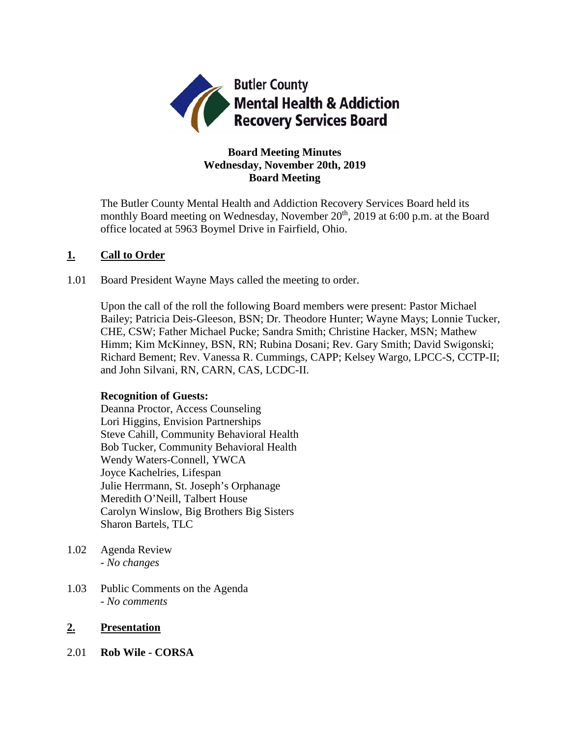Butler County
Mental Health & Addiction
Recovery Services Board

# Board Meeting Minutes
## Wednesday, November 20th, 2019
## Board Meeting

The Butler County Mental Health and Addiction Recovery Services Board held its monthly Board meeting on Wednesday, November 20th, 2019 at 6:00 p.m. at the Board office located at 5963 Boymel Drive in Fairfield, Ohio.

## 1. Call to Order

1.01 Board President Wayne Mays called the meeting to order.

Upon the call of the roll the following Board members were present: Pastor Michael Bailey; Patricia Deis-Gleeson, BSN; Dr. Theodore Hunter; Wayne Mays; Lonnie Tucker, CHE, CSW; Father Michael Pucke; Sandra Smith; Christine Hacker, MSN; Mathew Himm; Kim McKinney, BSN, RN; Rubina Dosani; Rev. Gary Smith; David Swigonski; Richard Bement; Rev. Vanessa R. Cummings, CAPP; Kelsey Wargo, LPCC-S, CCTP-II; and John Silvani, RN, CARN, CAS, LCDC-II.

**Recognition of Guests:**
Deanna Proctor, Access Counseling
Lori Higgins, Envision Partnerships
Steve Cahill, Community Behavioral Health
Bob Tucker, Community Behavioral Health
Wendy Waters-Connell, YWCA
Joyce Kachelries, Lifespan
Julie Herrmann, St. Joseph's Orphanage
Meredith O'Neill, Talbert House
Carolyn Winslow, Big Brothers Big Sisters
Sharon Bartels, TLC

1.02 Agenda Review
- *No changes*

1.03 Public Comments on the Agenda
- *No comments*

## 2. Presentation

2.01 **Rob Wile - CORSA**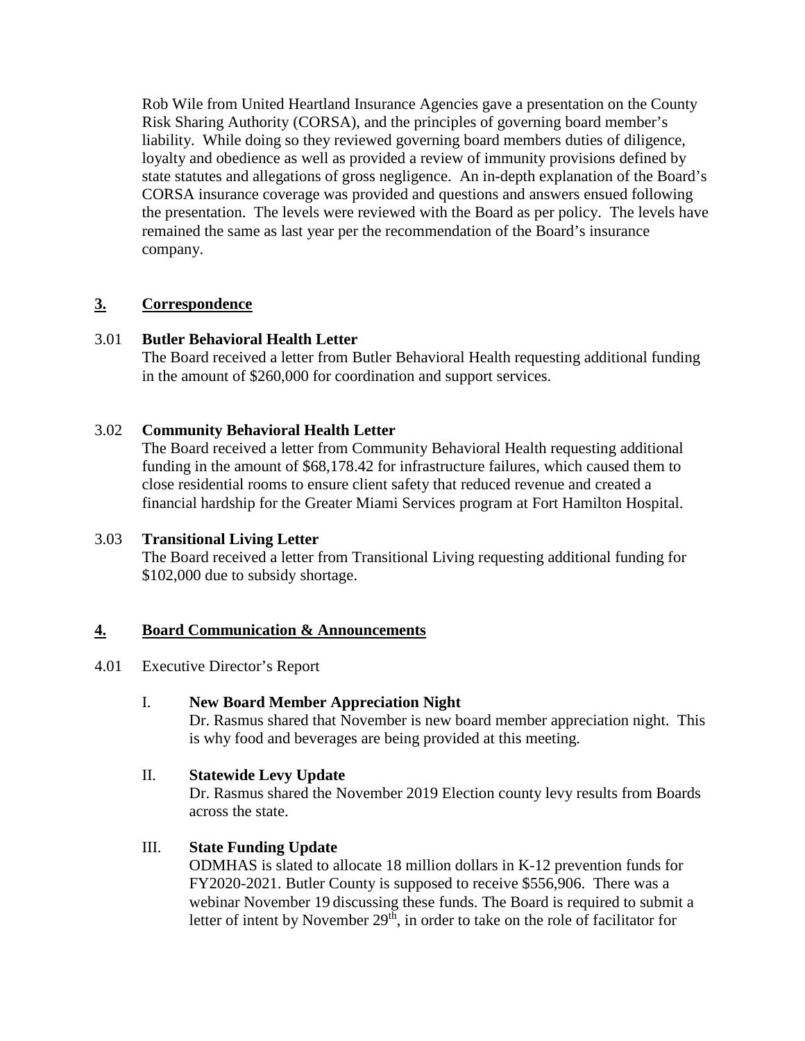Rob Wile from United Heartland Insurance Agencies gave a presentation on the County Risk Sharing Authority (CORSA), and the principles of governing board member's liability. While doing so they reviewed governing board members duties of diligence, loyalty and obedience as well as provided a review of immunity provisions defined by state statutes and allegations of gross negligence. An in-depth explanation of the Board's CORSA insurance coverage was provided and questions and answers ensued following the presentation. The levels were reviewed with the Board as per policy. The levels have remained the same as last year per the recommendation of the Board's insurance company.

## 3. Correspondence

**3.01 Butler Behavioral Health Letter**

The Board received a letter from Butler Behavioral Health requesting additional funding in the amount of $260,000 for coordination and support services.

**3.02 Community Behavioral Health Letter**

The Board received a letter from Community Behavioral Health requesting additional funding in the amount of $68,178.42 for infrastructure failures, which caused them to close residential rooms to ensure client safety that reduced revenue and created a financial hardship for the Greater Miami Services program at Fort Hamilton Hospital.

**3.03 Transitional Living Letter**

The Board received a letter from Transitional Living requesting additional funding for $102,000 due to subsidy shortage.

## 4. Board Communication & Announcements

4.01 Executive Director's Report

I. **New Board Member Appreciation Night**

Dr. Rasmus shared that November is new board member appreciation night. This is why food and beverages are being provided at this meeting.

II. **Statewide Levy Update**

Dr. Rasmus shared the November 2019 Election county levy results from Boards across the state.

III. **State Funding Update**

ODMHAS is slated to allocate 18 million dollars in K-12 prevention funds for FY2020-2021. Butler County is supposed to receive $556,906. There was a webinar November 19 discussing these funds. The Board is required to submit a letter of intent by November 29th, in order to take on the role of facilitator for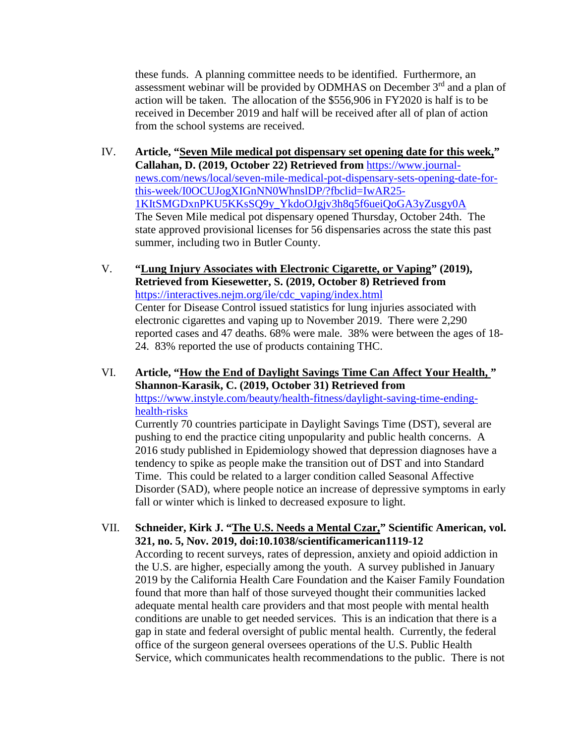these funds. A planning committee needs to be identified. Furthermore, an assessment webinar will be provided by ODMHAS on December 3rd and a plan of action will be taken. The allocation of the $556,906 in FY2020 is half is to be received in December 2019 and half will be received after all of plan of action from the school systems are received.

IV. **Article, "Seven Mile medical pot dispensary set opening date for this week," Callahan, D. (2019, October 22) Retrieved from** https://www.journal-news.com/news/local/seven-mile-medical-pot-dispensary-sets-opening-date-for-this-week/I0OCUJogXIGnNN0WhnslDP/?fbclid=IwAR25-1KItSMGDxnPKU5KKsSQ9y_YkdoOJgjv3h8q5f6ueiQoGA3yZusgy0A
The Seven Mile medical pot dispensary opened Thursday, October 24th. The state approved provisional licenses for 56 dispensaries across the state this past summer, including two in Butler County.

V. **"Lung Injury Associates with Electronic Cigarette, or Vaping" (2019), Retrieved from Kiesewetter, S. (2019, October 8) Retrieved from** https://interactives.nejm.org/ile/cdc_vaping/index.html
Center for Disease Control issued statistics for lung injuries associated with electronic cigarettes and vaping up to November 2019. There were 2,290 reported cases and 47 deaths. 68% were male. 38% were between the ages of 18-24. 83% reported the use of products containing THC.

VI. **Article, "How the End of Daylight Savings Time Can Affect Your Health, " Shannon-Karasik, C. (2019, October 31) Retrieved from** https://www.instyle.com/beauty/health-fitness/daylight-saving-time-ending-health-risks
Currently 70 countries participate in Daylight Savings Time (DST), several are pushing to end the practice citing unpopularity and public health concerns. A 2016 study published in Epidemiology showed that depression diagnoses have a tendency to spike as people make the transition out of DST and into Standard Time. This could be related to a larger condition called Seasonal Affective Disorder (SAD), where people notice an increase of depressive symptoms in early fall or winter which is linked to decreased exposure to light.

VII. **Schneider, Kirk J. "The U.S. Needs a Mental Czar," Scientific American, vol. 321, no. 5, Nov. 2019, doi:10.1038/scientificamerican1119-12**
According to recent surveys, rates of depression, anxiety and opioid addiction in the U.S. are higher, especially among the youth. A survey published in January 2019 by the California Health Care Foundation and the Kaiser Family Foundation found that more than half of those surveyed thought their communities lacked adequate mental health care providers and that most people with mental health conditions are unable to get needed services. This is an indication that there is a gap in state and federal oversight of public mental health. Currently, the federal office of the surgeon general oversees operations of the U.S. Public Health Service, which communicates health recommendations to the public. There is not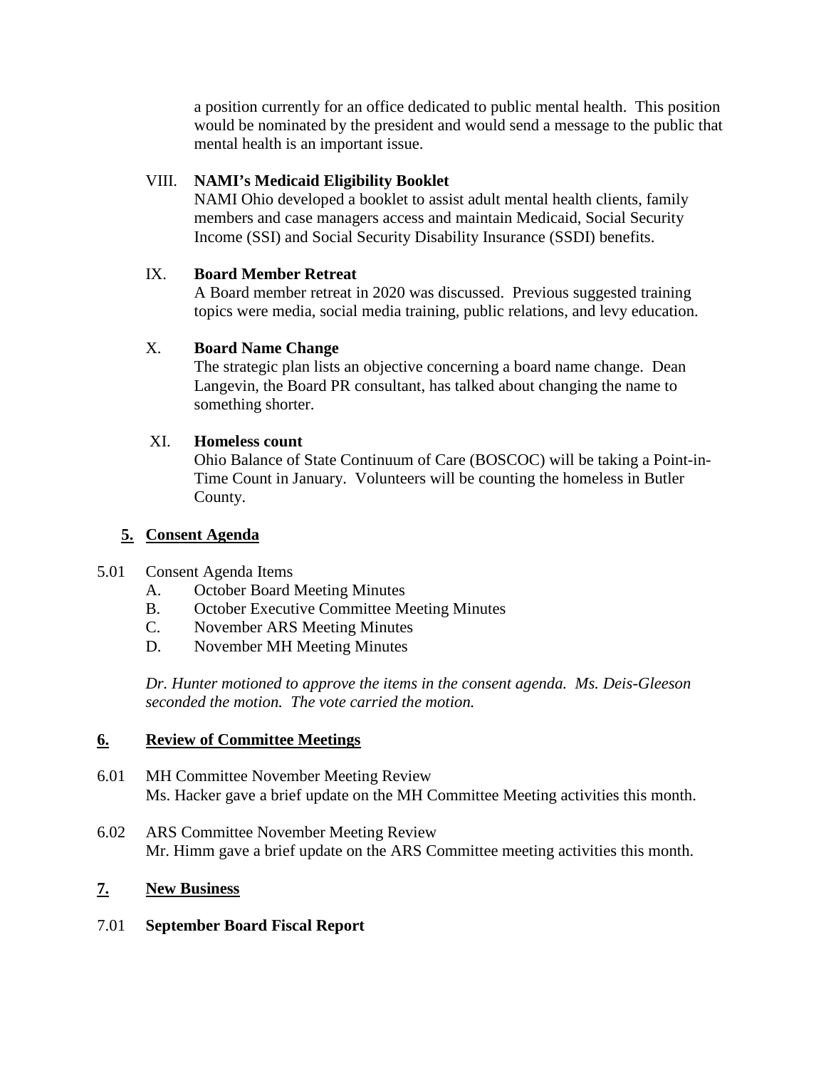a position currently for an office dedicated to public mental health. This position would be nominated by the president and would send a message to the public that mental health is an important issue.

VIII. **NAMI's Medicaid Eligibility Booklet**
NAMI Ohio developed a booklet to assist adult mental health clients, family members and case managers access and maintain Medicaid, Social Security Income (SSI) and Social Security Disability Insurance (SSDI) benefits.

IX. **Board Member Retreat**
A Board member retreat in 2020 was discussed. Previous suggested training topics were media, social media training, public relations, and levy education.

X. **Board Name Change**
The strategic plan lists an objective concerning a board name change. Dean Langevin, the Board PR consultant, has talked about changing the name to something shorter.

XI. **Homeless count**
Ohio Balance of State Continuum of Care (BOSCOC) will be taking a Point-in-Time Count in January. Volunteers will be counting the homeless in Butler County.

## 5. Consent Agenda

5.01 Consent Agenda Items
- A. October Board Meeting Minutes
- B. October Executive Committee Meeting Minutes
- C. November ARS Meeting Minutes
- D. November MH Meeting Minutes

*Dr. Hunter motioned to approve the items in the consent agenda. Ms. Deis-Gleeson seconded the motion. The vote carried the motion.*

## 6. Review of Committee Meetings

6.01 MH Committee November Meeting Review
Ms. Hacker gave a brief update on the MH Committee Meeting activities this month.

6.02 ARS Committee November Meeting Review
Mr. Himm gave a brief update on the ARS Committee meeting activities this month.

## 7. New Business

7.01 **September Board Fiscal Report**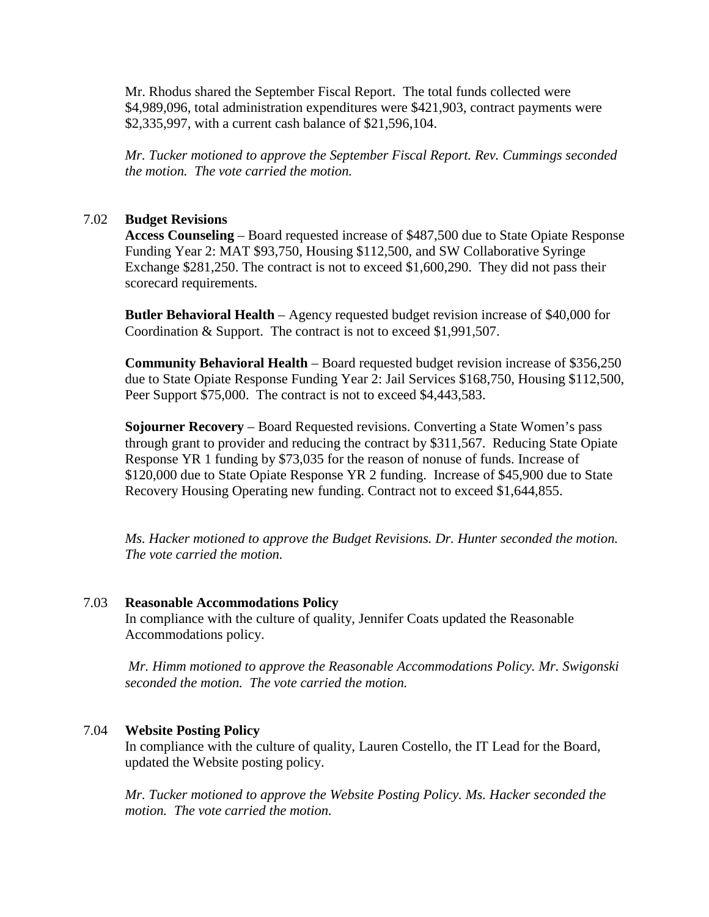Mr. Rhodus shared the September Fiscal Report. The total funds collected were $4,989,096, total administration expenditures were $421,903, contract payments were $2,335,997, with a current cash balance of $21,596,104.

*Mr. Tucker motioned to approve the September Fiscal Report. Rev. Cummings seconded the motion. The vote carried the motion.*

7.02 **Budget Revisions**

**Access Counseling** – Board requested increase of $487,500 due to State Opiate Response Funding Year 2: MAT $93,750, Housing $112,500, and SW Collaborative Syringe Exchange $281,250. The contract is not to exceed $1,600,290. They did not pass their scorecard requirements.

**Butler Behavioral Health** – Agency requested budget revision increase of $40,000 for Coordination & Support. The contract is not to exceed $1,991,507.

**Community Behavioral Health** – Board requested budget revision increase of $356,250 due to State Opiate Response Funding Year 2: Jail Services $168,750, Housing $112,500, Peer Support $75,000. The contract is not to exceed $4,443,583.

**Sojourner Recovery** – Board Requested revisions. Converting a State Women's pass through grant to provider and reducing the contract by $311,567. Reducing State Opiate Response YR 1 funding by $73,035 for the reason of nonuse of funds. Increase of $120,000 due to State Opiate Response YR 2 funding. Increase of $45,900 due to State Recovery Housing Operating new funding. Contract not to exceed $1,644,855.

*Ms. Hacker motioned to approve the Budget Revisions. Dr. Hunter seconded the motion. The vote carried the motion.*

7.03 **Reasonable Accommodations Policy**

In compliance with the culture of quality, Jennifer Coats updated the Reasonable Accommodations policy.

*Mr. Himm motioned to approve the Reasonable Accommodations Policy. Mr. Swigonski seconded the motion. The vote carried the motion.*

7.04 **Website Posting Policy**

In compliance with the culture of quality, Lauren Costello, the IT Lead for the Board, updated the Website posting policy.

*Mr. Tucker motioned to approve the Website Posting Policy. Ms. Hacker seconded the motion. The vote carried the motion.*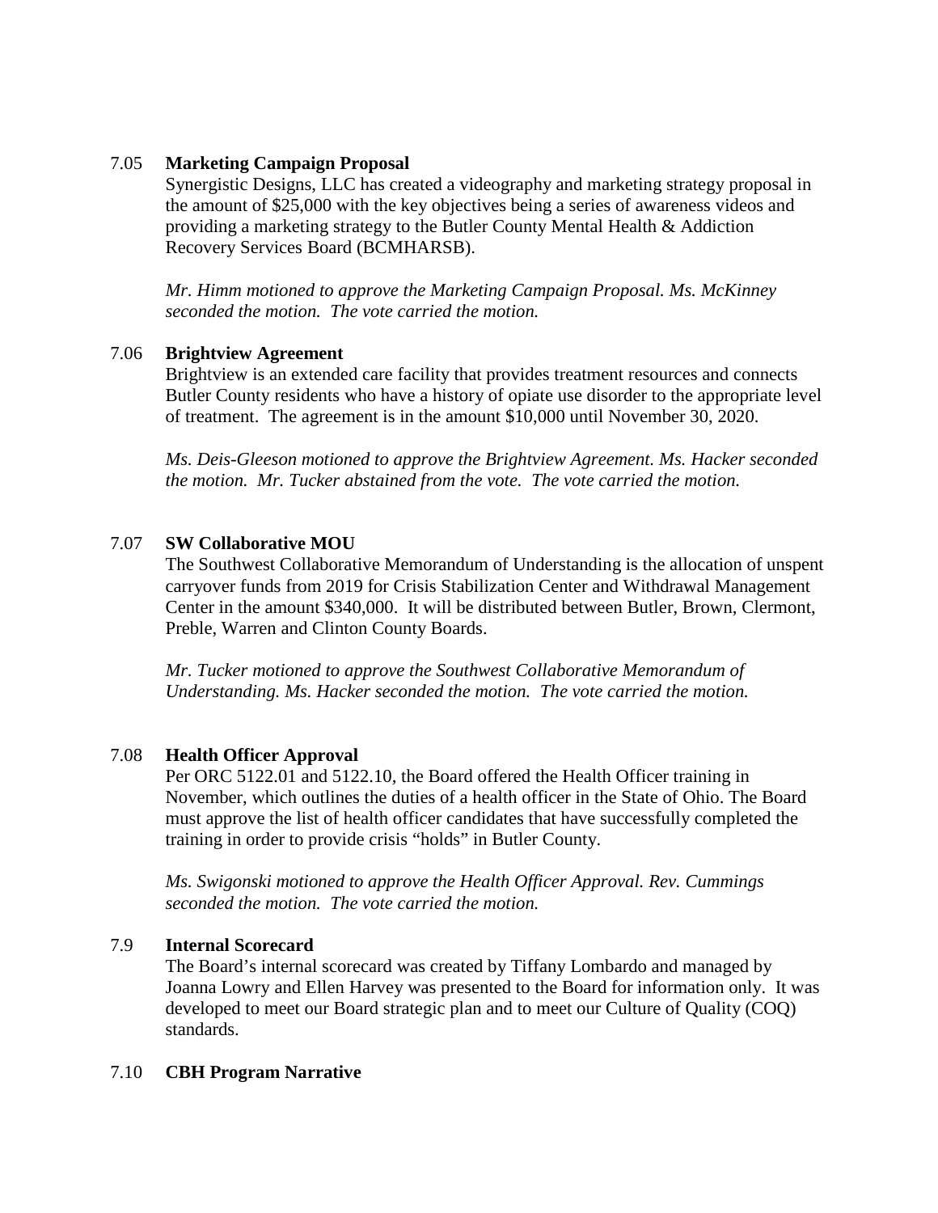7.05 **Marketing Campaign Proposal**

Synergistic Designs, LLC has created a videography and marketing strategy proposal in the amount of $25,000 with the key objectives being a series of awareness videos and providing a marketing strategy to the Butler County Mental Health & Addiction Recovery Services Board (BCMHARSB).

*Mr. Himm motioned to approve the Marketing Campaign Proposal. Ms. McKinney seconded the motion. The vote carried the motion.*

7.06 **Brightview Agreement**

Brightview is an extended care facility that provides treatment resources and connects Butler County residents who have a history of opiate use disorder to the appropriate level of treatment. The agreement is in the amount $10,000 until November 30, 2020.

*Ms. Deis-Gleeson motioned to approve the Brightview Agreement. Ms. Hacker seconded the motion. Mr. Tucker abstained from the vote. The vote carried the motion.*

7.07 **SW Collaborative MOU**

The Southwest Collaborative Memorandum of Understanding is the allocation of unspent carryover funds from 2019 for Crisis Stabilization Center and Withdrawal Management Center in the amount $340,000. It will be distributed between Butler, Brown, Clermont, Preble, Warren and Clinton County Boards.

*Mr. Tucker motioned to approve the Southwest Collaborative Memorandum of Understanding. Ms. Hacker seconded the motion. The vote carried the motion.*

7.08 **Health Officer Approval**

Per ORC 5122.01 and 5122.10, the Board offered the Health Officer training in November, which outlines the duties of a health officer in the State of Ohio. The Board must approve the list of health officer candidates that have successfully completed the training in order to provide crisis "holds" in Butler County.

*Ms. Swigonski motioned to approve the Health Officer Approval. Rev. Cummings seconded the motion. The vote carried the motion.*

7.9 **Internal Scorecard**

The Board's internal scorecard was created by Tiffany Lombardo and managed by Joanna Lowry and Ellen Harvey was presented to the Board for information only. It was developed to meet our Board strategic plan and to meet our Culture of Quality (COQ) standards.

7.10 **CBH Program Narrative**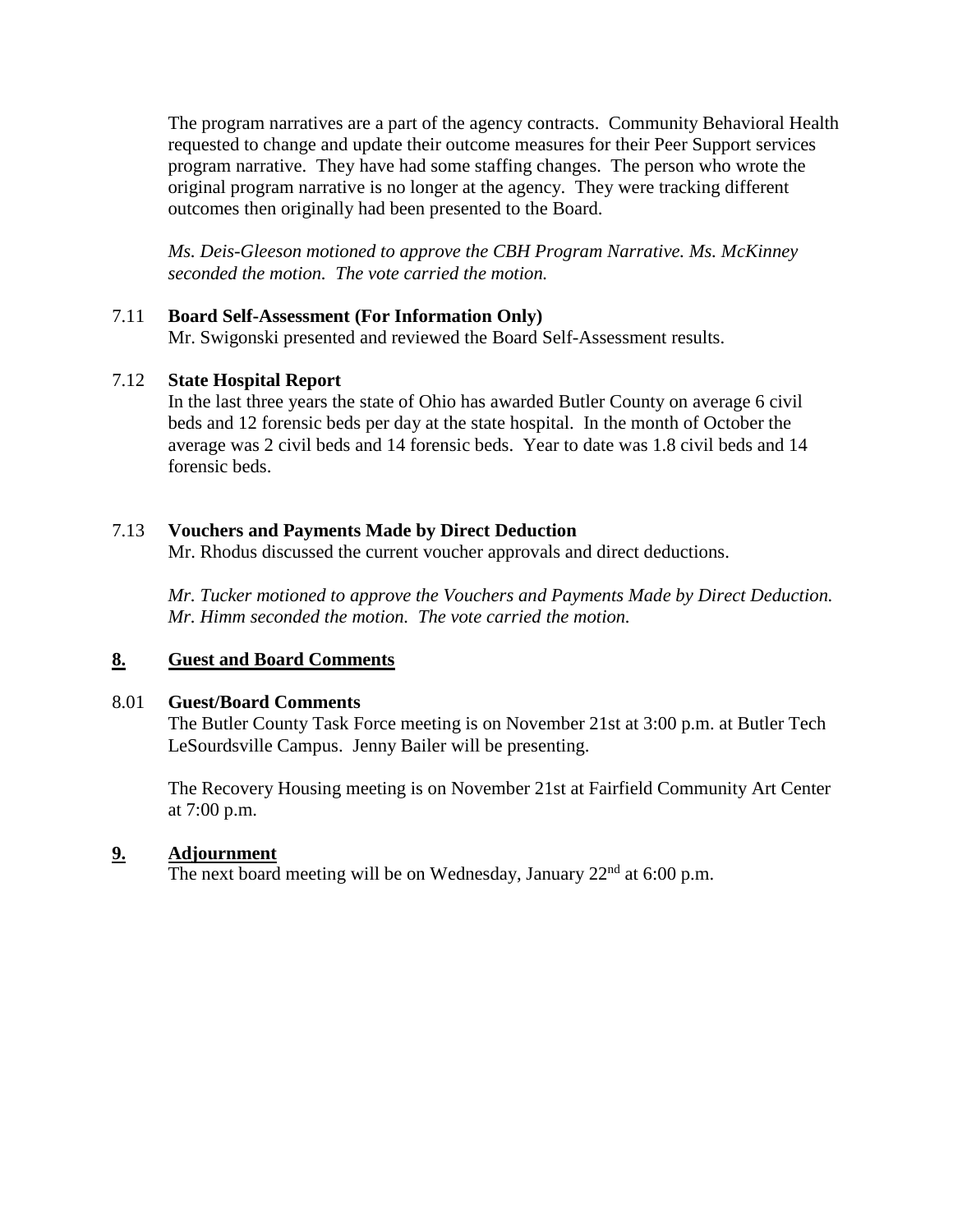The program narratives are a part of the agency contracts. Community Behavioral Health requested to change and update their outcome measures for their Peer Support services program narrative. They have had some staffing changes. The person who wrote the original program narrative is no longer at the agency. They were tracking different outcomes then originally had been presented to the Board.

*Ms. Deis-Gleeson motioned to approve the CBH Program Narrative. Ms. McKinney seconded the motion. The vote carried the motion.*

7.11 **Board Self-Assessment (For Information Only)**
Mr. Swigonski presented and reviewed the Board Self-Assessment results.

7.12 **State Hospital Report**
In the last three years the state of Ohio has awarded Butler County on average 6 civil beds and 12 forensic beds per day at the state hospital. In the month of October the average was 2 civil beds and 14 forensic beds. Year to date was 1.8 civil beds and 14 forensic beds.

7.13 **Vouchers and Payments Made by Direct Deduction**
Mr. Rhodus discussed the current voucher approvals and direct deductions.

*Mr. Tucker motioned to approve the Vouchers and Payments Made by Direct Deduction. Mr. Himm seconded the motion. The vote carried the motion.*

## 8. Guest and Board Comments

8.01 **Guest/Board Comments**
The Butler County Task Force meeting is on November 21st at 3:00 p.m. at Butler Tech LeSourdsville Campus. Jenny Bailer will be presenting.

The Recovery Housing meeting is on November 21st at Fairfield Community Art Center at 7:00 p.m.

## 9. Adjournment

The next board meeting will be on Wednesday, January 22nd at 6:00 p.m.